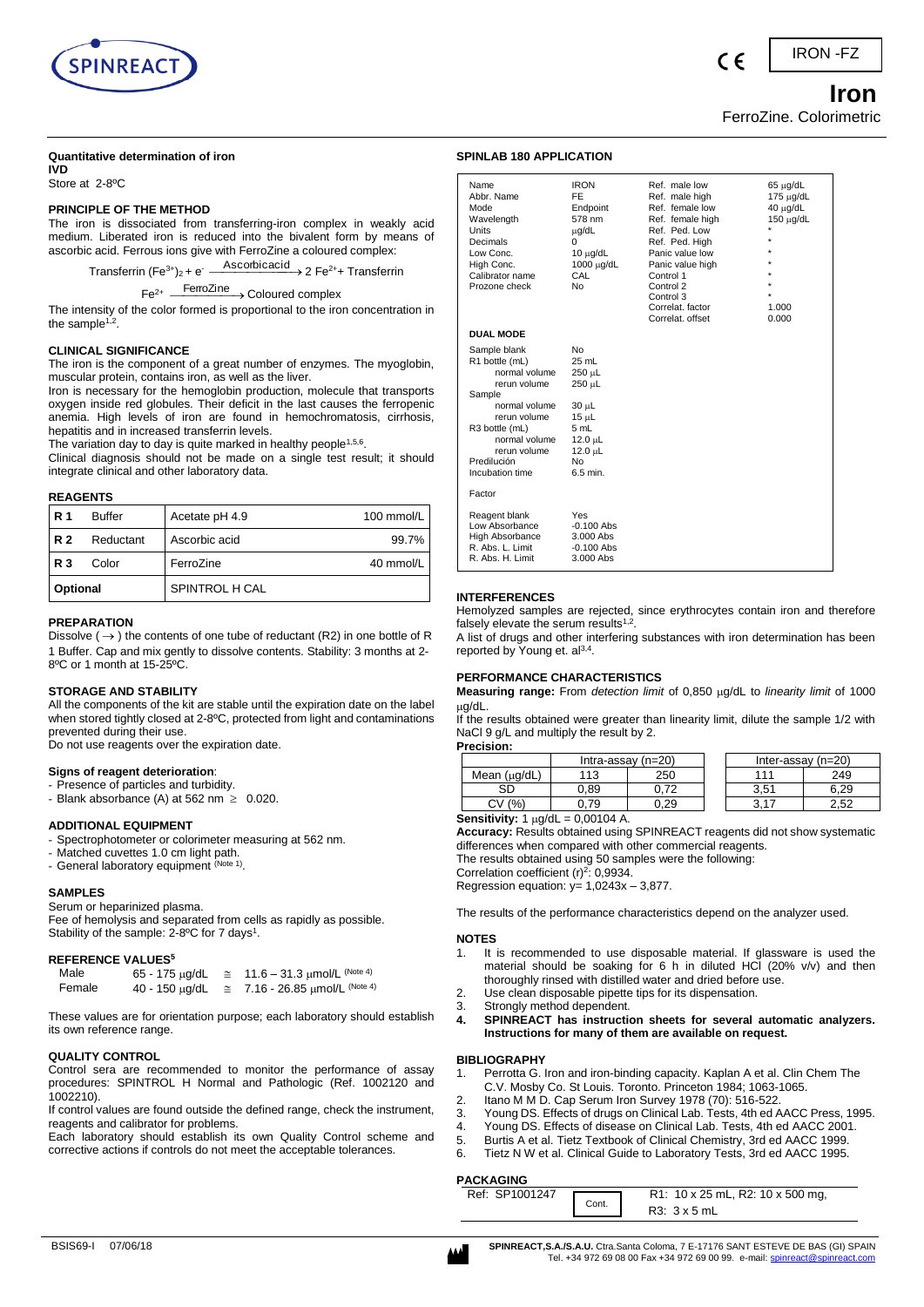IRON -FZ

# Iron

FerroZine. Colorimetric

**Quantitative determination of iron**
**IVD**
Store at 2-8ºC

**PRINCIPLE OF THE METHOD**

The iron is dissociated from transferring-iron complex in weakly acid medium. Liberated iron is reduced into the bivalent form by means of ascorbic acid. Ferrous ions give with FerroZine a coloured complex:

$$\text{Transferrin } (Fe^{3+})_2 + e^- \xrightarrow{\text{Ascorbicacid}} 2\,Fe^{2+} + \text{Transferrin}$$

$$Fe^{2+} \xrightarrow{\text{FerroZine}} \text{Coloured complex}$$

The intensity of the color formed is proportional to the iron concentration in the sample[1,2].

**CLINICAL SIGNIFICANCE**

The iron is the component of a great number of enzymes. The myoglobin, muscular protein, contains iron, as well as the liver.

Iron is necessary for the hemoglobin production, molecule that transports oxygen inside red globules. Their deficit in the last causes the ferropenic anemia. High levels of iron are found in hemochromatosis, cirrhosis, hepatitis and in increased transferrin levels.

The variation day to day is quite marked in healthy people[1,5,6].

Clinical diagnosis should not be made on a single test result; it should integrate clinical and other laboratory data.

**REAGENTS**

| | | | |
|---|---|---|---|
| **R 1** Buffer | | Acetate pH 4.9 | 100 mmol/L |
| **R 2** Reductant | | Ascorbic acid | 99.7% |
| **R 3** Color | | FerroZine | 40 mmol/L |
| **Optional** | | SPINTROL H CAL | |

**PREPARATION**

Dissolve (→) the contents of one tube of reductant (R2) in one bottle of R 1 Buffer. Cap and mix gently to dissolve contents. Stability: 3 months at 2-8ºC or 1 month at 15-25ºC.

**STORAGE AND STABILITY**

All the components of the kit are stable until the expiration date on the label when stored tightly closed at 2-8ºC, protected from light and contaminations prevented during their use.

Do not use reagents over the expiration date.

**Signs of reagent deterioration**:
- Presence of particles and turbidity.
- Blank absorbance (A) at 562 nm ≥ 0.020.

**ADDITIONAL EQUIPMENT**
- Spectrophotometer or colorimeter measuring at 562 nm.
- Matched cuvettes 1.0 cm light path.
- General laboratory equipment (Note 1).

**SAMPLES**

Serum or heparinized plasma.
Fee of hemolysis and separated from cells as rapidly as possible.
Stability of the sample: 2-8ºC for 7 days[1].

**REFERENCE VALUES[5]**

| | | | |
|---|---|---|---|
| Male | 65 - 175 μg/dL | ≅ | 11.6 – 31.3 μmol/L (Note 4) |
| Female | 40 - 150 μg/dL | ≅ | 7.16 - 26.85 μmol/L (Note 4) |

These values are for orientation purpose; each laboratory should establish its own reference range.

**QUALITY CONTROL**

Control sera are recommended to monitor the performance of assay procedures: SPINTROL H Normal and Pathologic (Ref. 1002120 and 1002210).

If control values are found outside the defined range, check the instrument, reagents and calibrator for problems.

Each laboratory should establish its own Quality Control scheme and corrective actions if controls do not meet the acceptable tolerances.

**SPINLAB 180 APPLICATION**

| | | | |
|---|---|---|---|
| Name | IRON | Ref. male low | 65 μg/dL |
| Abbr. Name | FE | Ref. male high | 175 μg/dL |
| Mode | Endpoint | Ref. female low | 40 μg/dL |
| Wavelength | 578 nm | Ref. female high | 150 μg/dL |
| Units | μg/dL | Ref. Ped. Low | * |
| Decimals | 0 | Ref. Ped. High | * |
| Low Conc. | 10 μg/dL | Panic value low | * |
| High Conc. | 1000 μg/dL | Panic value high | * |
| Calibrator name | CAL | Control 1 | * |
| Prozone check | No | Control 2 | * |
| | | Control 3 | * |
| | | Correlat. factor | 1.000 |
| | | Correlat. offset | 0.000 |

**DUAL MODE**

| | |
|---|---|
| Sample blank | No |
| R1 bottle (mL) | 25 mL |
| normal volume | 250 μL |
| rerun volume | 250 μL |
| Sample | |
| normal volume | 30 μL |
| rerun volume | 15 μL |
| R3 bottle (mL) | 5 mL |
| normal volume | 12.0 μL |
| rerun volume | 12.0 μL |
| Predilución | No |
| Incubation time | 6.5 min. |
| Factor | |
| Reagent blank | Yes |
| Low Absorbance | -0.100 Abs |
| High Absorbance | 3.000 Abs |
| R. Abs. L. Limit | -0.100 Abs |
| R. Abs. H. Limit | 3.000 Abs |

**INTERFERENCES**

Hemolyzed samples are rejected, since erythrocytes contain iron and therefore falsely elevate the serum results[1,2].

A list of drugs and other interfering substances with iron determination has been reported by Young et. al[3,4].

**PERFORMANCE CHARACTERISTICS**

**Measuring range:** From *detection limit* of 0,850 μg/dL to *linearity limit* of 1000 μg/dL.

If the results obtained were greater than linearity limit, dilute the sample 1/2 with NaCl 9 g/L and multiply the result by 2.

**Precision:**

| | Intra-assay (n=20) | | Inter-assay (n=20) | |
|---|---|---|---|---|
| Mean (μg/dL) | 113 | 250 | 111 | 249 |
| SD | 0,89 | 0,72 | 3,51 | 6,29 |
| CV (%) | 0,79 | 0,29 | 3,17 | 2,52 |

**Sensitivity:** 1 μg/dL = 0,00104 A.

**Accuracy:** Results obtained using SPINREACT reagents did not show systematic differences when compared with other commercial reagents.

The results obtained using 50 samples were the following:

Correlation coefficient $(r)^2$: 0,9934.

Regression equation: y= 1,0243x – 3,877.

The results of the performance characteristics depend on the analyzer used.

**NOTES**

1. It is recommended to use disposable material. If glassware is used the material should be soaking for 6 h in diluted HCl (20% v/v) and then thoroughly rinsed with distilled water and dried before use.
2. Use clean disposable pipette tips for its dispensation.
3. Strongly method dependent.
4. **SPINREACT has instruction sheets for several automatic analyzers. Instructions for many of them are available on request.**

**BIBLIOGRAPHY**

1. Perrotta G. Iron and iron-binding capacity. Kaplan A et al. Clin Chem The C.V. Mosby Co. St Louis. Toronto. Princeton 1984; 1063-1065.
2. Itano M M D. Cap Serum Iron Survey 1978 (70): 516-522.
3. Young DS. Effects of drugs on Clinical Lab. Tests, 4th ed AACC Press, 1995.
4. Young DS. Effects of disease on Clinical Lab. Tests, 4th ed AACC 2001.
5. Burtis A et al. Tietz Textbook of Clinical Chemistry, 3rd ed AACC 1999.
6. Tietz N W et al. Clinical Guide to Laboratory Tests, 3rd ed AACC 1995.

**PACKAGING**

| | | |
|---|---|---|
| Ref: SP1001247 | Cont. | R1: 10 x 25 mL, R2: 10 x 500 mg, R3: 3 x 5 mL |

BSIS69-I 07/06/18

**SPINREACT,S.A./S.A.U.** Ctra.Santa Coloma, 7 E-17176 SANT ESTEVE DE BAS (GI) SPAIN
Tel. +34 972 69 08 00 Fax +34 972 69 00 99. e-mail: spinreact@spinreact.com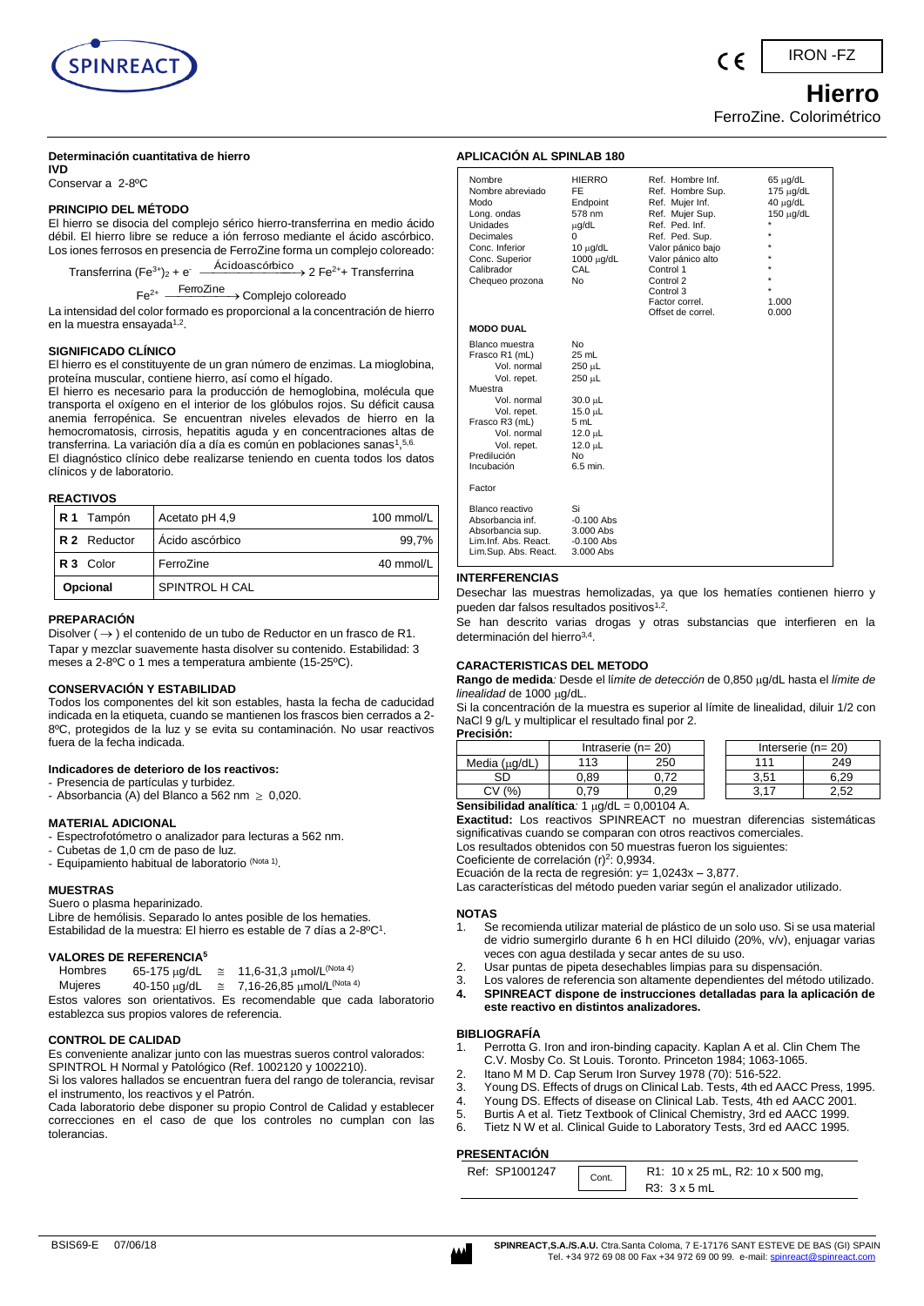IRON -FZ

# Hierro

FerroZine. Colorimétrico

**Determinación cuantitativa de hierro**

**IVD**

Conservar a 2-8ºC

## PRINCIPIO DEL MÉTODO

El hierro se disocia del complejo sérico hierro-transferrina en medio ácido débil. El hierro libre se reduce a ión ferroso mediante el ácido ascórbico. Los iones ferrosos en presencia de FerroZine forma un complejo coloreado:

$$\text{Transferrina }(Fe^{3+})_2 + e^- \xrightarrow{\text{Ácidoascórbico}} 2\ Fe^{2+} + \text{Transferrina}$$

$$Fe^{2+} \xrightarrow{\text{FerroZine}} \text{Complejo coloreado}$$

La intensidad del color formado es proporcional a la concentración de hierro en la muestra ensayada[1,2].

## SIGNIFICADO CLÍNICO

El hierro es el constituyente de un gran número de enzimas. La mioglobina, proteína muscular, contiene hierro, así como el hígado.

El hierro es necesario para la producción de hemoglobina, molécula que transporta el oxígeno en el interior de los glóbulos rojos. Su déficit causa anemia ferropénica. Se encuentran niveles elevados de hierro en la hemocromatosis, cirrosis, hepatitis aguda y en concentraciones altas de transferrina. La variación día a día es común en poblaciones sanas[1,5,6].

El diagnóstico clínico debe realizarse teniendo en cuenta todos los datos clínicos y de laboratorio.

## REACTIVOS

| | | |
|---|---|---|
| **R 1** Tampón | Acetato pH 4,9 | 100 mmol/L |
| **R 2** Reductor | Ácido ascórbico | 99,7% |
| **R 3** Color | FerroZine | 40 mmol/L |
| **Opcional** | SPINTROL H CAL | |

## PREPARACIÓN

Disolver (→) el contenido de un tubo de Reductor en un frasco de R1. Tapar y mezclar suavemente hasta disolver su contenido. Estabilidad: 3 meses a 2-8ºC o 1 mes a temperatura ambiente (15-25ºC).

## CONSERVACIÓN Y ESTABILIDAD

Todos los componentes del kit son estables, hasta la fecha de caducidad indicada en la etiqueta, cuando se mantienen los frascos bien cerrados a 2-8ºC, protegidos de la luz y se evita su contaminación. No usar reactivos fuera de la fecha indicada.

**Indicadores de deterioro de los reactivos:**

- Presencia de partículas y turbidez.
- Absorbancia (A) del Blanco a 562 nm ≥ 0,020.

## MATERIAL ADICIONAL

- Espectrofotómetro o analizador para lecturas a 562 nm.
- Cubetas de 1,0 cm de paso de luz.
- Equipamiento habitual de laboratorio (Nota 1).

## MUESTRAS

Suero o plasma heparinizado.

Libre de hemólisis. Separado lo antes posible de los hematies.

Estabilidad de la muestra: El hierro es estable de 7 días a 2-8ºC[1].

## VALORES DE REFERENCIA[5]

| | | | |
|---|---|---|---|
| Hombres | 65-175 µg/dL | ≅ | 11,6-31,3 µmol/L (Nota 4) |
| Mujeres | 40-150 µg/dL | ≅ | 7,16-26,85 µmol/L (Nota 4) |

Estos valores son orientativos. Es recomendable que cada laboratorio establezca sus propios valores de referencia.

## CONTROL DE CALIDAD

Es conveniente analizar junto con las muestras sueros control valorados: SPINTROL H Normal y Patológico (Ref. 1002120 y 1002210).

Si los valores hallados se encuentran fuera del rango de tolerancia, revisar el instrumento, los reactivos y el Patrón.

Cada laboratorio debe disponer su propio Control de Calidad y establecer correcciones en el caso de que los controles no cumplan con las tolerancias.

## APLICACIÓN AL SPINLAB 180

| | | | |
|---|---|---|---|
| Nombre | HIERRO | Ref. Hombre Inf. | 65 µg/dL |
| Nombre abreviado | FE | Ref. Hombre Sup. | 175 µg/dL |
| Modo | Endpoint | Ref. Mujer Inf. | 40 µg/dL |
| Long. ondas | 578 nm | Ref. Mujer Sup. | 150 µg/dL |
| Unidades | µg/dL | Ref. Ped. Inf. | * |
| Decimales | 0 | Ref. Ped. Sup. | * |
| Conc. Inferior | 10 µg/dL | Valor pánico bajo | * |
| Conc. Superior | 1000 µg/dL | Valor pánico alto | * |
| Calibrador | CAL | Control 1 | * |
| Chequeo prozona | No | Control 2 | * |
| | | Control 3 | * |
| | | Factor correl. | 1.000 |
| | | Offset de correl. | 0.000 |

**MODO DUAL**

| | |
|---|---|
| Blanco muestra | No |
| Frasco R1 (mL) | 25 mL |
| Vol. normal | 250 µL |
| Vol. repet. | 250 µL |
| Muestra | |
| Vol. normal | 30.0 µL |
| Vol. repet. | 15.0 µL |
| Frasco R3 (mL) | 5 mL |
| Vol. normal | 12.0 µL |
| Vol. repet. | 12.0 µL |
| Predilución | No |
| Incubación | 6.5 min. |
| Factor | |
| Blanco reactivo | Si |
| Absorbancia inf. | -0.100 Abs |
| Absorbancia sup. | 3.000 Abs |
| Lim.Inf. Abs. React. | -0.100 Abs |
| Lim.Sup. Abs. React. | 3.000 Abs |

## INTERFERENCIAS

Desechar las muestras hemolizadas, ya que los hematíes contienen hierro y pueden dar falsos resultados positivos[1,2].

Se han descrito varias drogas y otras substancias que interfieren en la determinación del hierro[3,4].

## CARACTERISTICAS DEL METODO

**Rango de medida**: Desde el *límite de detección* de 0,850 µg/dL hasta el *límite de linealidad* de 1000 µg/dL.

Si la concentración de la muestra es superior al límite de linealidad, diluir 1/2 con NaCl 9 g/L y multiplicar el resultado final por 2.

**Precisión:**

| | Intraserie (n= 20) | | Interserie (n= 20) | |
|---|---|---|---|---|
| Media (µg/dL) | 113 | 250 | 111 | 249 |
| SD | 0,89 | 0,72 | 3,51 | 6,29 |
| CV (%) | 0,79 | 0,29 | 3,17 | 2,52 |

**Sensibilidad analítica**: 1 µg/dL = 0,00104 A.

**Exactitud:** Los reactivos SPINREACT no muestran diferencias sistemáticas significativas cuando se comparan con otros reactivos comerciales.

Los resultados obtenidos con 50 muestras fueron los siguientes:

Coeficiente de correlación $(r)^2$: 0,9934.

Ecuación de la recta de regresión: y= 1,0243x – 3,877.

Las características del método pueden variar según el analizador utilizado.

## NOTAS

1. Se recomienda utilizar material de plástico de un solo uso. Si se usa material de vidrio sumergirlo durante 6 h en HCl diluido (20%, v/v), enjuagar varias veces con agua destilada y secar antes de su uso.
2. Usar puntas de pipeta desechables limpias para su dispensación.
3. Los valores de referencia son altamente dependientes del método utilizado.
4. **SPINREACT dispone de instrucciones detalladas para la aplicación de este reactivo en distintos analizadores.**

## BIBLIOGRAFÍA

1. Perrotta G. Iron and iron-binding capacity. Kaplan A et al. Clin Chem The C.V. Mosby Co. St Louis. Toronto. Princeton 1984; 1063-1065.
2. Itano M M D. Cap Serum Iron Survey 1978 (70): 516-522.
3. Young DS. Effects of drugs on Clinical Lab. Tests, 4th ed AACC Press, 1995.
4. Young DS. Effects of disease on Clinical Lab. Tests, 4th ed AACC 2001.
5. Burtis A et al. Tietz Textbook of Clinical Chemistry, 3rd ed AACC 1999.
6. Tietz N W et al. Clinical Guide to Laboratory Tests, 3rd ed AACC 1995.

## PRESENTACIÓN

| | | |
|---|---|---|
| Ref: SP1001247 | Cont. | R1: 10 x 25 mL, R2: 10 x 500 mg, R3: 3 x 5 mL |

BSIS69-E 07/06/18

SPINREACT,S.A./S.A.U. Ctra.Santa Coloma, 7 E-17176 SANT ESTEVE DE BAS (GI) SPAIN
Tel. +34 972 69 08 00 Fax +34 972 69 00 99. e-mail: spinreact@spinreact.com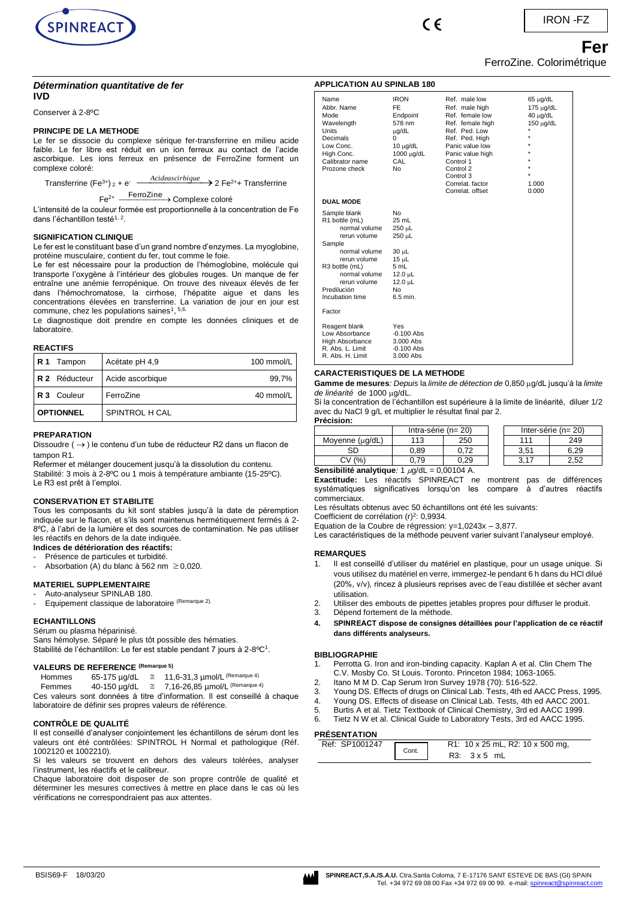IRON -FZ

# Fer

FerroZine. Colorimétrique

## *Détermination quantitative de fer*

**IVD**

Conserver à 2-8ºC

### PRINCIPE DE LA METHODE

Le fer se dissocie du complexe sérique fer-transferrine en milieu acide faible. Le fer libre est réduit en un ion ferreux au contact de l'acide ascorbique. Les ions ferreux en présence de FerroZine forment un complexe coloré:

$$\text{Transferrine } (Fe^{3+})_2 + e^- \xrightarrow{Acideascirbique} 2\ Fe^{2+} + \text{Transferrine}$$

$$Fe^{2+} \xrightarrow{\text{FerroZine}} \text{Complexe coloré}$$

L'intensité de la couleur formée est proportionnelle à la concentration de Fe dans l'échantillon testé[1, 2].

### SIGNIFICATION CLINIQUE

Le fer est le constituant base d'un grand nombre d'enzymes. La myoglobine, protéine musculaire, contient du fer, tout comme le foie.

Le fer est nécessaire pour la production de l'hémoglobine, molécule qui transporte l'oxygène à l'intérieur des globules rouges. Un manque de fer entraîne une anémie ferropénique. On trouve des niveaux élevés de fer dans l'hémochromatose, la cirrhose, l'hépatite aigue et dans les concentrations élevées en transferrine. La variation de jour en jour est commune, chez les populations saines[1, 5,6].

Le diagnostique doit prendre en compte les données cliniques et de laboratoire.

### REACTIFS

| | | |
|---|---|---|
| **R 1** Tampon | Acétate pH 4,9 | 100 mmol/L |
| **R 2** Réducteur | Acide ascorbique | 99,7% |
| **R 3** Couleur | FerroZine | 40 mmol/L |
| **OPTIONNEL** | SPINTROL H CAL | |

### PREPARATION

Dissoudre (→) le contenu d'un tube de réducteur R2 dans un flacon de tampon R1.

Refermer et mélanger doucement jusqu'à la dissolution du contenu.

Stabilité: 3 mois à 2-8ºC ou 1 mois à température ambiante (15-25ºC).

Le R3 est prêt à l'emploi.

### CONSERVATION ET STABILITE

Tous les composants du kit sont stables jusqu'à la date de péremption indiquée sur le flacon, et s'ils sont maintenus hermétiquement fermés à 2-8ºC, à l'abri de la lumière et des sources de contamination. Ne pas utiliser les réactifs en dehors de la date indiquée.

**Indices de détérioration des réactifs:**

- Présence de particules et turbidité.
- Absorbation (A) du blanc à 562 nm ≥ 0,020.

### MATERIEL SUPPLEMENTAIRE

- Auto-analyseur SPINLAB 180.
- Equipement classique de laboratoire (Remarque 2).

### ECHANTILLONS

Sérum ou plasma héparinisé.

Sans hémolyse. Séparé le plus tôt possible des hématies.

Stabilité de l'échantillon: Le fer est stable pendant 7 jours à 2-8ºC[1].

### VALEURS DE REFERENCE (Remarque 5)

| | | | |
|---|---|---|---|
| Hommes | 65-175 µg/dL | ≅ | 11,6-31,3 µmol/L (Remarque 4) |
| Femmes | 40-150 µg/dL | ≅ | 7,16-26,85 µmol/L (Remarque 4) |

Ces valeurs sont données à titre d'information. Il est conseillé à chaque laboratoire de définir ses propres valeurs de référence.

### CONTRÔLE DE QUALITÉ

Il est conseillé d'analyser conjointement les échantillons de sérum dont les valeurs ont été contrôlées: SPINTROL H Normal et pathologique (Réf. 1002120 et 1002210).

Si les valeurs se trouvent en dehors des valeurs tolérées, analyser l'instrument, les réactifs et le calibreur.

Chaque laboratoire doit disposer de son propre contrôle de qualité et déterminer les mesures correctives à mettre en place dans le cas où les vérifications ne correspondraient pas aux attentes.

### APPLICATION AU SPINLAB 180

| | | | |
|---|---|---|---|
| Name | IRON | Ref. male low | 65 µg/dL |
| Abbr. Name | FE | Ref. male high | 175 µg/dL |
| Mode | Endpoint | Ref. female low | 40 µg/dL |
| Wavelength | 578 nm | Ref. female high | 150 µg/dL |
| Units | µg/dL | Ref. Ped. Low | * |
| Decimals | 0 | Ref. Ped. High | * |
| Low Conc. | 10 µg/dL | Panic value low | * |
| High Conc. | 1000 µg/dL | Panic value high | * |
| Calibrator name | CAL | Control 1 | * |
| Prozone check | No | Control 2 | * |
| | | Control 3 | * |
| | | Correlat. factor | 1.000 |
| | | Correlat. offset | 0.000 |

**DUAL MODE**

| | |
|---|---|
| Sample blank | No |
| R1 bottle (mL) | 25 mL |
| normal volume | 250 µL |
| rerun volume | 250 µL |
| Sample | |
| normal volume | 30 µL |
| rerun volume | 15 µL |
| R3 bottle (mL) | 5 mL |
| normal volume | 12.0 µL |
| rerun volume | 12.0 µL |
| Predilución | No |
| Incubation time | 6.5 min. |
| | |
| Factor | |
| | |
| Reagent blank | Yes |
| Low Absorbance | -0.100 Abs |
| High Absorbance | 3.000 Abs |
| R. Abs. L. Limit | -0.100 Abs |
| R. Abs. H. Limit | 3.000 Abs |

### CARACTERISTIQUES DE LA METHODE

**Gamme de mesures***: Depuis* la *limite de détection de* 0,850 µg/dL jusqu'à la *limite de linéarité* de 1000 µg/dL.

Si la concentration de l'échantillon est supérieure à la limite de linéarité, diluer 1/2 avec du NaCl 9 g/L et multiplier le résultat final par 2.

**Précision:**

| | Intra-série (n= 20) | | Inter-série (n= 20) | |
|---|---|---|---|---|
| Moyenne (µg/dL) | 113 | 250 | 111 | 249 |
| SD | 0,89 | 0,72 | 3,51 | 6,29 |
| CV (%) | 0,79 | 0,29 | 3,17 | 2,52 |

**Sensibilité analytique***:* 1 µg/dL = 0,00104 A.

**Exactitude:** Les réactifs SPINREACT ne montrent pas de différences systématiques significatives lorsqu'on les compare à d'autres réactifs commerciaux.

Les résultats obtenus avec 50 échantillons ont été les suivants:

Coefficient de corrélation $(r)^2$: 0,9934.

Equation de la Coubre de régression: y=1,0243x – 3,877.

Les caractéristiques de la méthode peuvent varier suivant l'analyseur employé.

### REMARQUES

1. Il est conseillé d'utiliser du matériel en plastique, pour un usage unique. Si vous utilisez du matériel en verre, immergez-le pendant 6 h dans du HCl dilué (20%, v/v), rincez à plusieurs reprises avec de l'eau distillée et sécher avant utilisation.
2. Utiliser des embouts de pipettes jetables propres pour diffuser le produit.
3. Dépend fortement de la méthode.
4. **SPINREACT dispose de consignes détaillées pour l'application de ce réactif dans différents analyseurs.**

### BIBLIOGRAPHIE

1. Perrotta G. Iron and iron-binding capacity. Kaplan A et al. Clin Chem The C.V. Mosby Co. St Louis. Toronto. Princeton 1984; 1063-1065.
2. Itano M M D. Cap Serum Iron Survey 1978 (70): 516-522.
3. Young DS. Effects of drugs on Clinical Lab. Tests, 4th ed AACC Press, 1995.
4. Young DS. Effects of disease on Clinical Lab. Tests, 4th ed AACC 2001.
5. Burtis A et al. Tietz Textbook of Clinical Chemistry, 3rd ed AACC 1999.
6. Tietz N W et al. Clinical Guide to Laboratory Tests, 3rd ed AACC 1995.

### PRÉSENTATION

| | | |
|---|---|---|
| Ref: SP1001247 | Cont. | R1: 10 x 25 mL, R2: 10 x 500 mg, R3: 3 x 5 mL |

BSIS69-F 18/03/20

**SPINREACT,S.A./S.A.U.** Ctra.Santa Coloma, 7 E-17176 SANT ESTEVE DE BAS (GI) SPAIN Tel. +34 972 69 08 00 Fax +34 972 69 00 99. e-mail: spinreact@spinreact.com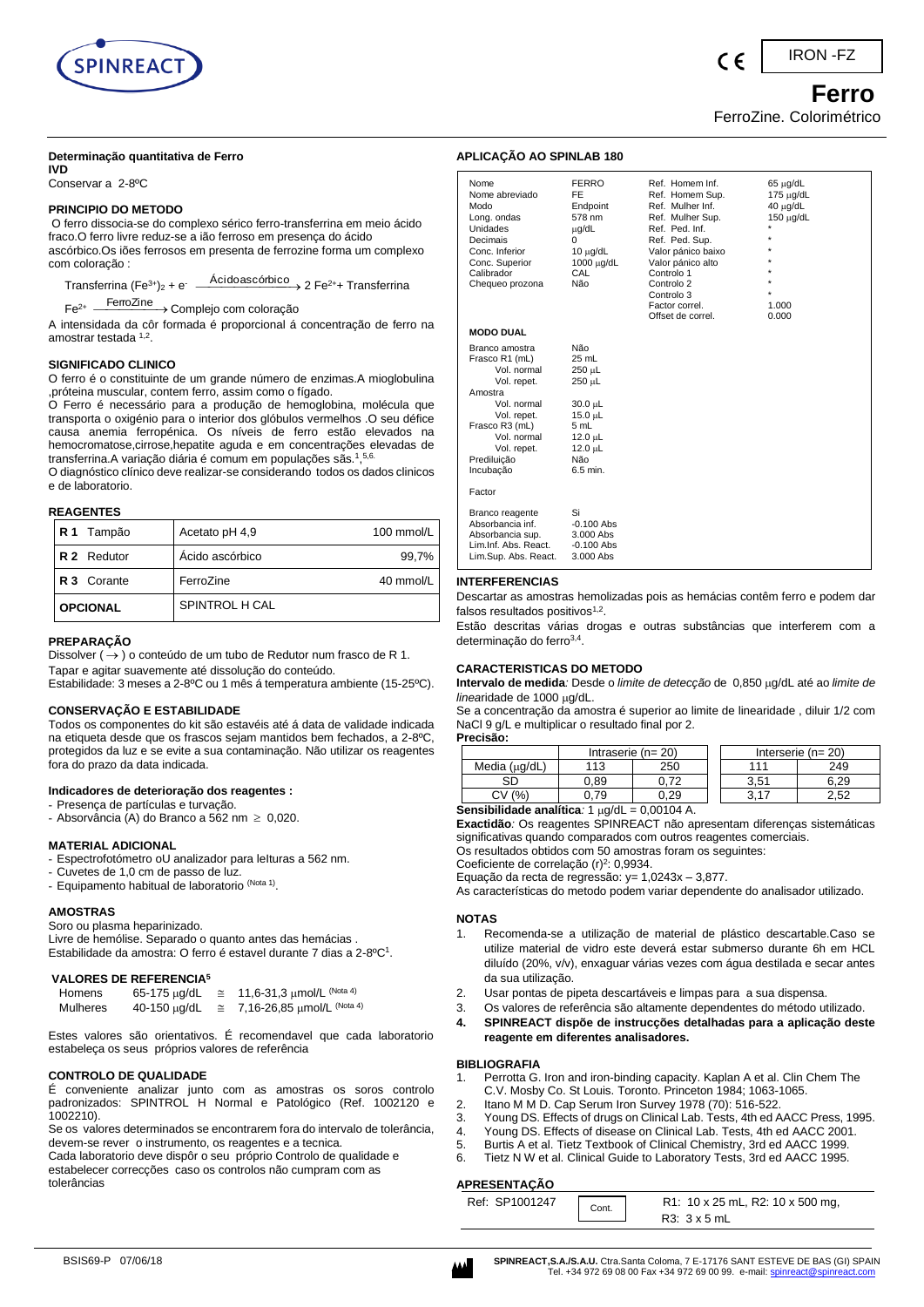IRON -FZ

# Ferro

FerroZine. Colorimétrico

**Determinação quantitativa de Ferro**

**IVD**

Conservar a 2-8ºC

## PRINCIPIO DO METODO

O ferro dissocia-se do complexo sérico ferro-transferrina em meio ácido fraco.O ferro livre reduz-se a ião ferroso em presença do ácido ascórbico.Os iões ferrosos em presenta de ferrozine forma um complexo com coloração :

$$\text{Transferrina } (Fe^{3+})_2 + e^- \xrightarrow{\text{Ácidoascórbico}} 2\ Fe^{2+} + \text{Transferrina}$$

$$Fe^{2+} \xrightarrow{\text{FerroZine}} \text{Complejo com coloração}$$

A intensidade da côr formada é proporcional á concentração de ferro na amostrar testada [1,2].

## SIGNIFICADO CLINICO

O ferro é o constituinte de um grande número de enzimas.A mioglobulina ,próteina muscular, contem ferro, assim como o fígado.

O Ferro é necessário para a produção de hemoglobina, molécula que transporta o oxigénio para o interior dos glóbulos vermelhos .O seu défice causa anemia ferropénica. Os níveis de ferro estão elevados na hemocromatose,cirrose,hepatite aguda e em concentrações elevadas de transferrina.A variação diária é comum em populações sãs.[1,5,6]

O diagnóstico clínico deve realizar-se considerando todos os dados clinicos e de laboratorio.

## REAGENTES

| | | |
|---|---|---|
| **R 1** Tampão | Acetato pH 4,9 | 100 mmol/L |
| **R 2** Redutor | Ácido ascórbico | 99,7% |
| **R 3** Corante | FerroZine | 40 mmol/L |
| **OPCIONAL** | SPINTROL H CAL | |

## PREPARAÇÃO

Dissolver (→) o conteúdo de um tubo de Redutor num frasco de R 1.

Tapar e agitar suavemente até dissolução do conteúdo.

Estabilidade: 3 meses a 2-8ºC ou 1 mês á temperatura ambiente (15-25ºC).

## CONSERVAÇÃO E ESTABILIDADE

Todos os componentes do kit são estavéis até á data de validade indicada na etiqueta desde que os frascos sejam mantidos bem fechados, a 2-8ºC, protegidos da luz e se evite a sua contaminação. Não utilizar os reagentes fora do prazo da data indicada.

**Indicadores de deterioração dos reagentes :**

- Presença de partículas e turvação.
- Absorvância (A) do Branco a 562 nm ≥ 0,020.

## MATERIAL ADICIONAL

- Espectrofotómetro oU analizador para leIturas a 562 nm.
- Cuvetes de 1,0 cm de passo de luz.
- Equipamento habitual de laboratorio (Nota 1).

## AMOSTRAS

Soro ou plasma heparinizado.

Livre de hemólise. Separado o quanto antes das hemácias .

Estabilidade da amostra: O ferro é estavel durante 7 dias a 2-8ºC[1].

## VALORES DE REFERENCIA[5]

| | | | |
|---|---|---|---|
| Homens | 65-175 µg/dL | ≅ | 11,6-31,3 µmol/L (Nota 4) |
| Mulheres | 40-150 µg/dL | ≅ | 7,16-26,85 µmol/L (Nota 4) |

Estes valores são orientativos. É recomendavel que cada laboratorio estabeleça os seus próprios valores de referência

## CONTROLO DE QUALIDADE

É conveniente analizar junto com as amostras os soros controlo padronizados: SPINTROL H Normal e Patológico (Ref. 1002120 e 1002210).

Se os valores determinados se encontrarem fora do intervalo de tolerância, devem-se rever o instrumento, os reagentes e a tecnica.

Cada laboratorio deve dispôr o seu próprio Controlo de qualidade e estabelecer correcções caso os controlos não cumpram com as tolerâncias

## APLICAÇÃO AO SPINLAB 180

| | | | |
|---|---|---|---|
| Nome | FERRO | Ref. Homem Inf. | 65 µg/dL |
| Nome abreviado | FE | Ref. Homem Sup. | 175 µg/dL |
| Modo | Endpoint | Ref. Mulher Inf. | 40 µg/dL |
| Long. ondas | 578 nm | Ref. Mulher Sup. | 150 µg/dL |
| Unidades | µg/dL | Ref. Ped. Inf. | * |
| Decimais | 0 | Ref. Ped. Sup. | * |
| Conc. Inferior | 10 µg/dL | Valor pánico baixo | * |
| Conc. Superior | 1000 µg/dL | Valor pánico alto | * |
| Calibrador | CAL | Controlo 1 | * |
| Chequeo prozona | Não | Controlo 2 | * |
| | | Controlo 3 | * |
| | | Factor correl. | 1.000 |
| | | Offset de correl. | 0.000 |

**MODO DUAL**

| | |
|---|---|
| Branco amostra | Não |
| Frasco R1 (mL) | 25 mL |
| Vol. normal | 250 µL |
| Vol. repet. | 250 µL |
| Amostra | |
| Vol. normal | 30.0 µL |
| Vol. repet. | 15.0 µL |
| Frasco R3 (mL) | 5 mL |
| Vol. normal | 12.0 µL |
| Vol. repet. | 12.0 µL |
| Prediluição | Não |
| Incubação | 6.5 min. |
| Factor | |
| Branco reagente | Si |
| Absorbancia inf. | -0.100 Abs |
| Absorbancia sup. | 3.000 Abs |
| Lim.Inf. Abs. React. | -0.100 Abs |
| Lim.Sup. Abs. React. | 3.000 Abs |

## INTERFERENCIAS

Descartar as amostras hemolizadas pois as hemácias contêm ferro e podem dar falsos resultados positivos[1,2].

Estão descritas várias drogas e outras substâncias que interferem com a determinação do ferro[3,4].

## CARACTERISTICAS DO METODO

**Intervalo de medida***:* Desde o *limite de detecção* de 0,850 µg/dL até ao *limite de linea*ridade de 1000 µg/dL.

Se a concentração da amostra é superior ao limite de linearidade , diluir 1/2 com NaCl 9 g/L e multiplicar o resultado final por 2.

**Precisão:**

| | Intraserie (n= 20) | | Interserie (n= 20) | |
|---|---|---|---|---|
| Media (µg/dL) | 113 | 250 | 111 | 249 |
| SD | 0,89 | 0,72 | 3,51 | 6,29 |
| CV (%) | 0,79 | 0,29 | 3,17 | 2,52 |

**Sensibilidade analítica***:* 1 µg/dL = 0,00104 A.

**Exactidão***:* Os reagentes SPINREACT não apresentam diferenças sistemáticas significativas quando comparados com outros reagentes comerciais.

Os resultados obtidos com 50 amostras foram os seguintes:

Coeficiente de correlação $(r)^2$: 0,9934.

Equação da recta de regressão: y= 1,0243x – 3,877.

As características do metodo podem variar dependente do analisador utilizado.

## NOTAS

1. Recomenda-se a utilização de material de plástico descartable.Caso se utilize material de vidro este deverá estar submerso durante 6h em HCL diluído (20%, v/v), enxaguar várias vezes com água destilada e secar antes da sua utilização.
2. Usar pontas de pipeta descartáveis e limpas para a sua dispensa.
3. Os valores de referência são altamente dependentes do método utilizado.
4. **SPINREACT dispõe de instrucções detalhadas para a aplicação deste reagente em diferentes analisadores.**

## BIBLIOGRAFIA

1. Perrotta G. Iron and iron-binding capacity. Kaplan A et al. Clin Chem The C.V. Mosby Co. St Louis. Toronto. Princeton 1984; 1063-1065.
2. Itano M M D. Cap Serum Iron Survey 1978 (70): 516-522.
3. Young DS. Effects of drugs on Clinical Lab. Tests, 4th ed AACC Press, 1995.
4. Young DS. Effects of disease on Clinical Lab. Tests, 4th ed AACC 2001.
5. Burtis A et al. Tietz Textbook of Clinical Chemistry, 3rd ed AACC 1999.
6. Tietz N W et al. Clinical Guide to Laboratory Tests, 3rd ed AACC 1995.

## APRESENTAÇÃO

| | | |
|---|---|---|
| Ref: SP1001247 | Cont. | R1: 10 x 25 mL, R2: 10 x 500 mg, R3: 3 x 5 mL |

BSIS69-P 07/06/18

**SPINREACT,S.A./S.A.U.** Ctra.Santa Coloma, 7 E-17176 SANT ESTEVE DE BAS (GI) SPAIN Tel. +34 972 69 08 00 Fax +34 972 69 00 99. e-mail: spinreact@spinreact.com